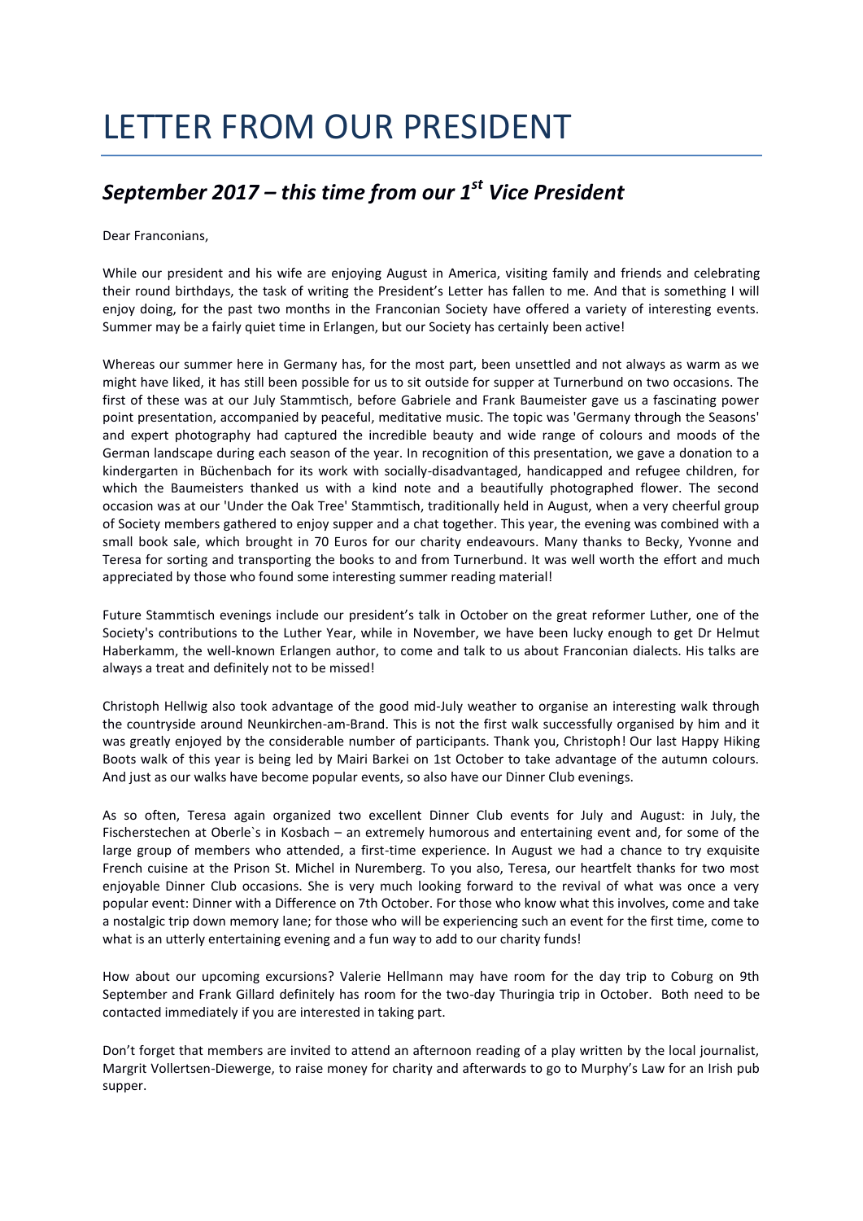# LETTER FROM OUR PRESIDENT

## *September 2017 – this time from our 1st Vice President*

Dear Franconians,

While our president and his wife are enjoying August in America, visiting family and friends and celebrating their round birthdays, the task of writing the President's Letter has fallen to me. And that is something I will enjoy doing, for the past two months in the Franconian Society have offered a variety of interesting events. Summer may be a fairly quiet time in Erlangen, but our Society has certainly been active!

Whereas our summer here in Germany has, for the most part, been unsettled and not always as warm as we might have liked, it has still been possible for us to sit outside for supper at Turnerbund on two occasions. The first of these was at our July Stammtisch, before Gabriele and Frank Baumeister gave us a fascinating power point presentation, accompanied by peaceful, meditative music. The topic was 'Germany through the Seasons' and expert photography had captured the incredible beauty and wide range of colours and moods of the German landscape during each season of the year. In recognition of this presentation, we gave a donation to a kindergarten in Büchenbach for its work with socially-disadvantaged, handicapped and refugee children, for which the Baumeisters thanked us with a kind note and a beautifully photographed flower. The second occasion was at our 'Under the Oak Tree' Stammtisch, traditionally held in August, when a very cheerful group of Society members gathered to enjoy supper and a chat together. This year, the evening was combined with a small book sale, which brought in 70 Euros for our charity endeavours. Many thanks to Becky, Yvonne and Teresa for sorting and transporting the books to and from Turnerbund. It was well worth the effort and much appreciated by those who found some interesting summer reading material!

Future Stammtisch evenings include our president's talk in October on the great reformer Luther, one of the Society's contributions to the Luther Year, while in November, we have been lucky enough to get Dr Helmut Haberkamm, the well-known Erlangen author, to come and talk to us about Franconian dialects. His talks are always a treat and definitely not to be missed!

Christoph Hellwig also took advantage of the good mid-July weather to organise an interesting walk through the countryside around Neunkirchen-am-Brand. This is not the first walk successfully organised by him and it was greatly enjoyed by the considerable number of participants. Thank you, Christoph! Our last Happy Hiking Boots walk of this year is being led by Mairi Barkei on 1st October to take advantage of the autumn colours. And just as our walks have become popular events, so also have our Dinner Club evenings.

As so often, Teresa again organized two excellent Dinner Club events for July and August: in July, the Fischerstechen at Oberle`s in Kosbach – an extremely humorous and entertaining event and, for some of the large group of members who attended, a first-time experience. In August we had a chance to try exquisite French cuisine at the Prison St. Michel in Nuremberg. To you also, Teresa, our heartfelt thanks for two most enjoyable Dinner Club occasions. She is very much looking forward to the revival of what was once a very popular event: Dinner with a Difference on 7th October. For those who know what this involves, come and take a nostalgic trip down memory lane; for those who will be experiencing such an event for the first time, come to what is an utterly entertaining evening and a fun way to add to our charity funds!

How about our upcoming excursions? Valerie Hellmann may have room for the day trip to Coburg on 9th September and Frank Gillard definitely has room for the two-day Thuringia trip in October. Both need to be contacted immediately if you are interested in taking part.

Don't forget that members are invited to attend an afternoon reading of a play written by the local journalist, Margrit Vollertsen-Diewerge, to raise money for charity and afterwards to go to Murphy's Law for an Irish pub supper.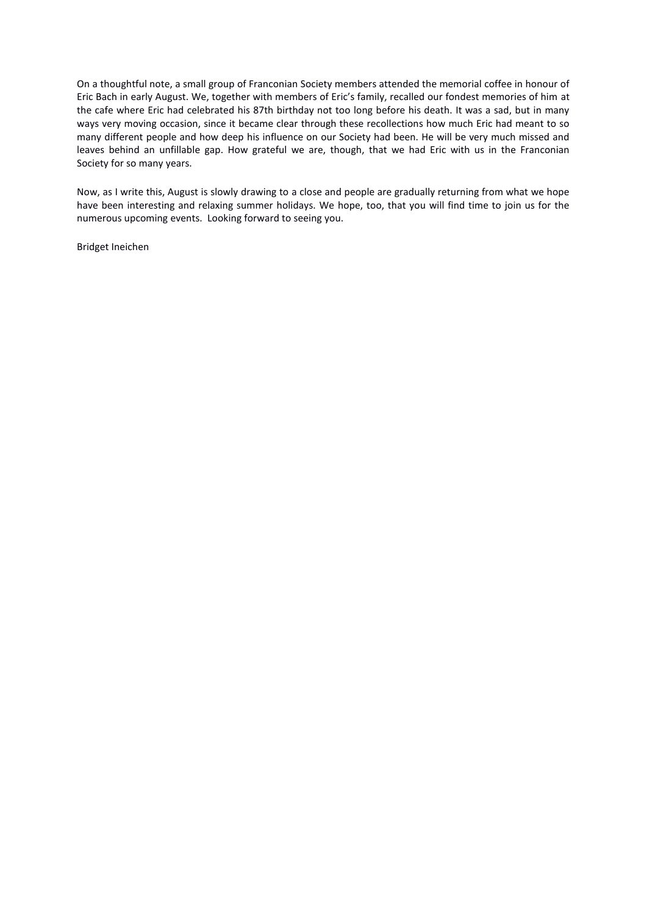On a thoughtful note, a small group of Franconian Society members attended the memorial coffee in honour of Eric Bach in early August. We, together with members of Eric's family, recalled our fondest memories of him at the cafe where Eric had celebrated his 87th birthday not too long before his death. It was a sad, but in many ways very moving occasion, since it became clear through these recollections how much Eric had meant to so many different people and how deep his influence on our Society had been. He will be very much missed and leaves behind an unfillable gap. How grateful we are, though, that we had Eric with us in the Franconian Society for so many years.

Now, as I write this, August is slowly drawing to a close and people are gradually returning from what we hope have been interesting and relaxing summer holidays. We hope, too, that you will find time to join us for the numerous upcoming events. Looking forward to seeing you.

Bridget Ineichen